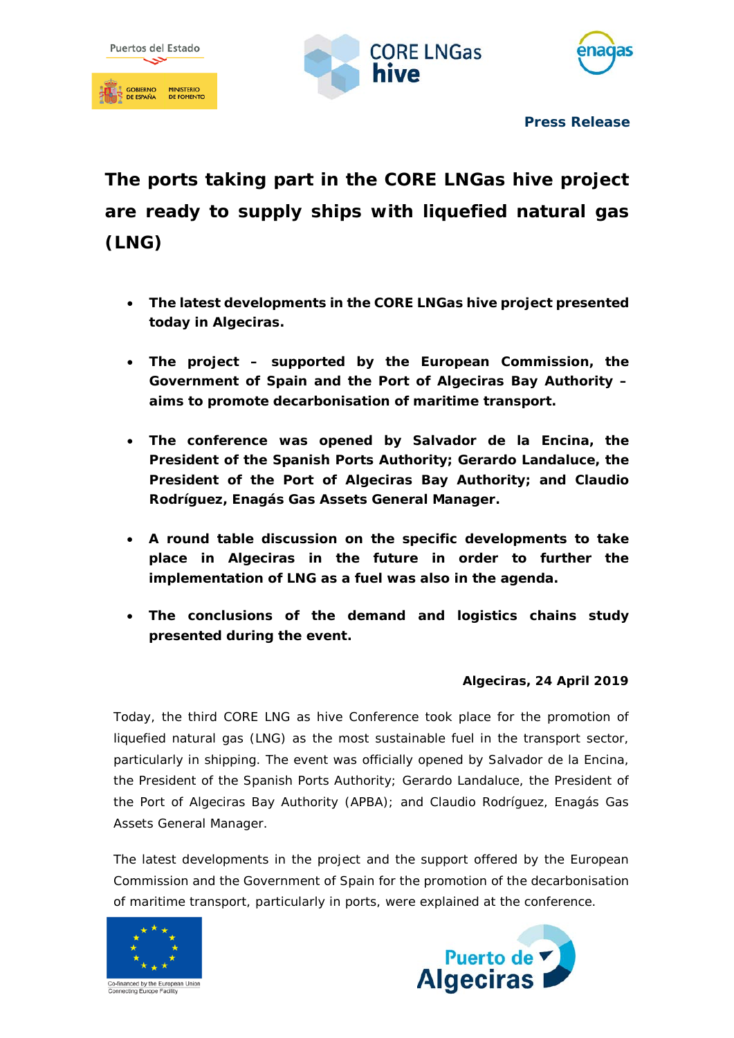Press Release

# The ports taking part in the CORE LNGas hive project are ready to supply ships with liquefied natural gas (LNG)

- **The latest developments in the CORE LNGas hive project presented today in Algeciras.**
- **The project – supported by the European Commission, the Government of Spain and the Port of Algeciras Bay Authority – aims to promote decarbonisation of maritime transport.**
- **The conference was opened by Salvador de la Encina, the President of the Spanish Ports Authority; Gerardo Landaluce, the President of the Port of Algeciras Bay Authority; and Claudio Rodríguez, Enagás Gas Assets General Manager.**
- **A round table discussion on the specific developments to take place in Algeciras in the future in order to further the implementation of LNG as a fuel was also in the agenda.**
- **The conclusions of the demand and logistics chains study presented during the event.**

**Algeciras, 24 April 2019**

Today, the third CORE LNG as hive Conference took place for the promotion of liquefied natural gas (LNG) as the most sustainable fuel in the transport sector, particularly in shipping. The event was officially opened by Salvador de la Encina, the President of the Spanish Ports Authority; Gerardo Landaluce, the President of the Port of Algeciras Bay Authority (APBA); and Claudio Rodríguez, Enagás Gas Assets General Manager.

The latest developments in the project and the support offered by the European Commission and the Government of Spain for the promotion of the decarbonisation of maritime transport, particularly in ports, were explained at the conference.

Co-financed by the European Union
Connecting Europe Facility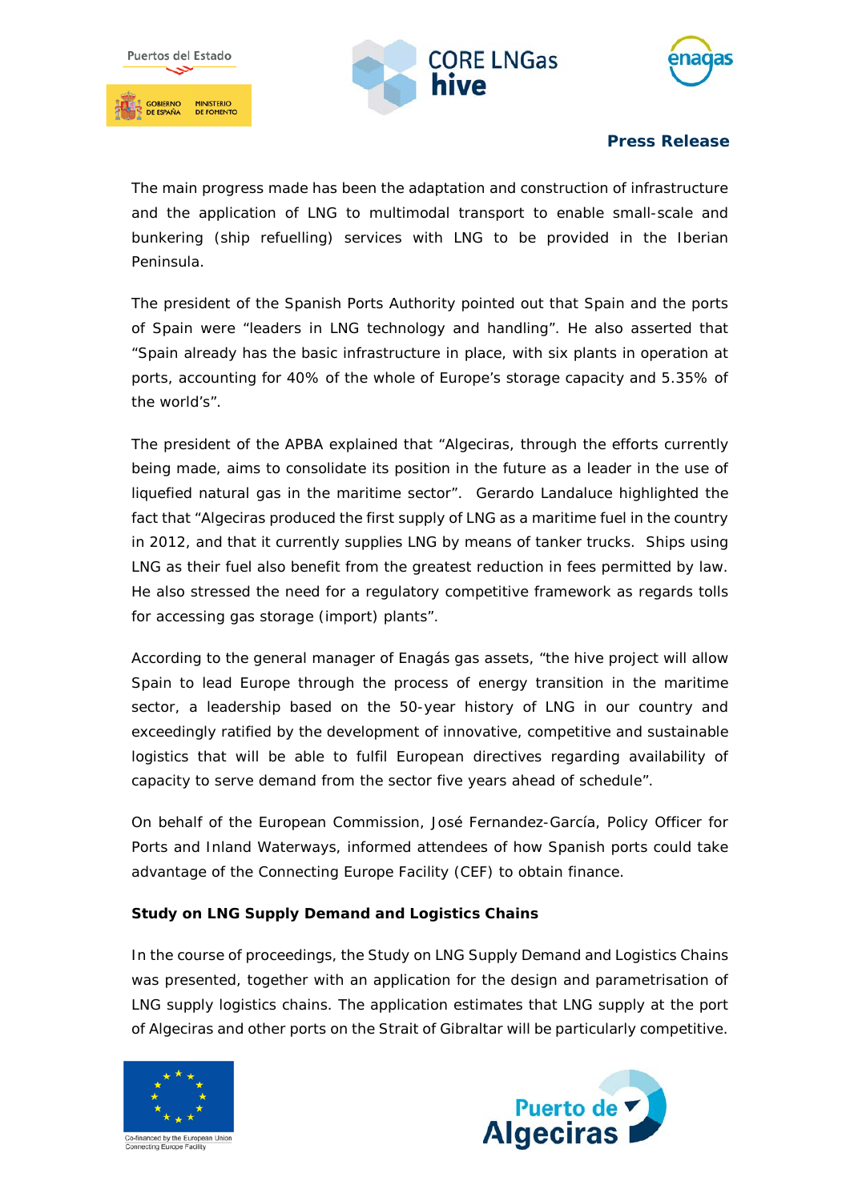**Press Release**

The main progress made has been the adaptation and construction of infrastructure and the application of LNG to multimodal transport to enable small-scale and bunkering (ship refuelling) services with LNG to be provided in the Iberian Peninsula.

The president of the Spanish Ports Authority pointed out that Spain and the ports of Spain were "leaders in LNG technology and handling". He also asserted that "Spain already has the basic infrastructure in place, with six plants in operation at ports, accounting for 40% of the whole of Europe's storage capacity and 5.35% of the world's".

The president of the APBA explained that "Algeciras, through the efforts currently being made, aims to consolidate its position in the future as a leader in the use of liquefied natural gas in the maritime sector". Gerardo Landaluce highlighted the fact that "Algeciras produced the first supply of LNG as a maritime fuel in the country in 2012, and that it currently supplies LNG by means of tanker trucks. Ships using LNG as their fuel also benefit from the greatest reduction in fees permitted by law. He also stressed the need for a regulatory competitive framework as regards tolls for accessing gas storage (import) plants".

According to the general manager of Enagás gas assets, "the hive project will allow Spain to lead Europe through the process of energy transition in the maritime sector, a leadership based on the 50-year history of LNG in our country and exceedingly ratified by the development of innovative, competitive and sustainable logistics that will be able to fulfil European directives regarding availability of capacity to serve demand from the sector five years ahead of schedule".

On behalf of the European Commission, José Fernandez-García, Policy Officer for Ports and Inland Waterways, informed attendees of how Spanish ports could take advantage of the Connecting Europe Facility (CEF) to obtain finance.

**Study on LNG Supply Demand and Logistics Chains**

In the course of proceedings, the Study on LNG Supply Demand and Logistics Chains was presented, together with an application for the design and parametrisation of LNG supply logistics chains. The application estimates that LNG supply at the port of Algeciras and other ports on the Strait of Gibraltar will be particularly competitive.

Co-financed by the European Union
Connecting Europe Facility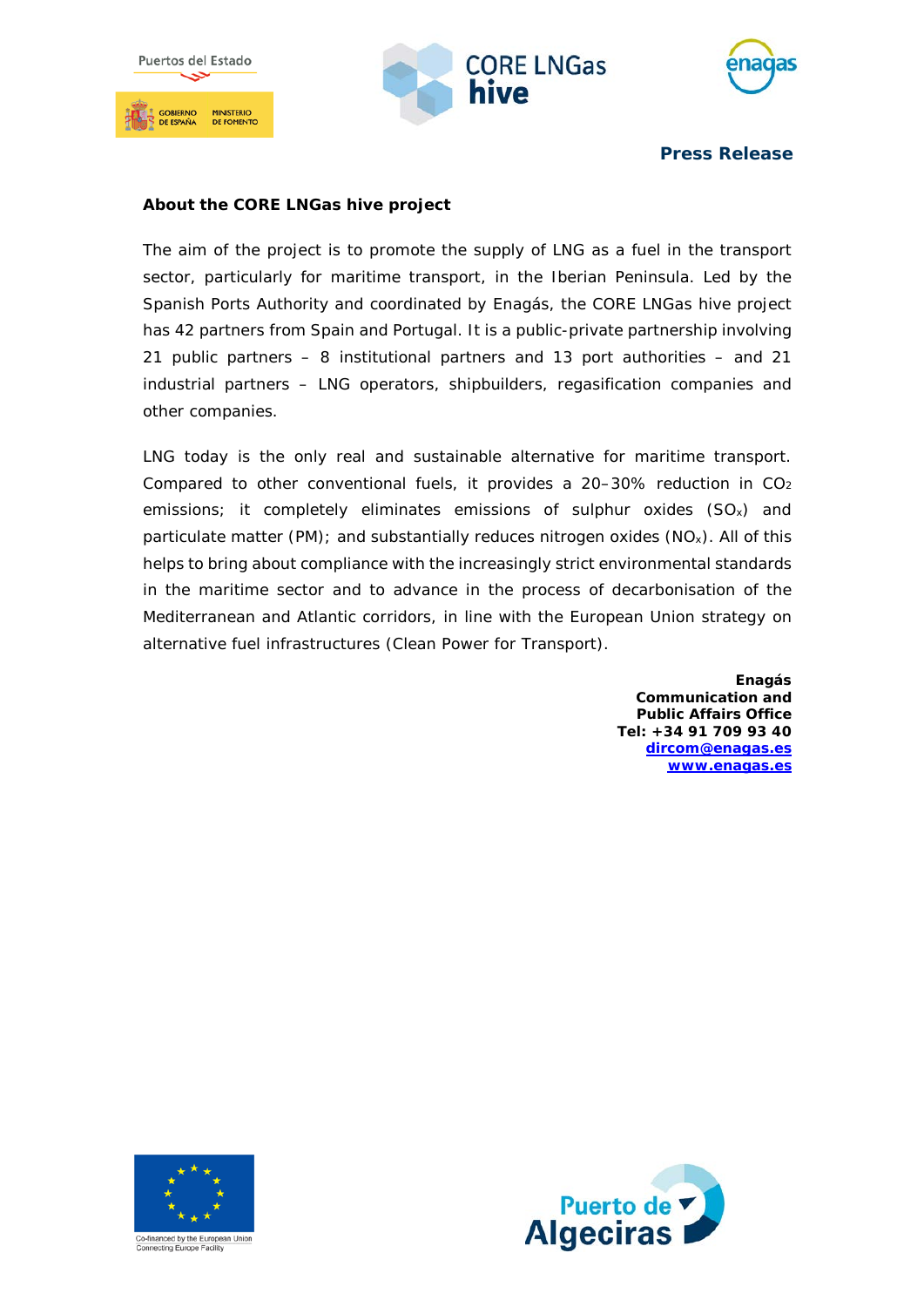**Press Release**

**About the CORE LNGas hive project**

The aim of the project is to promote the supply of LNG as a fuel in the transport sector, particularly for maritime transport, in the Iberian Peninsula. Led by the Spanish Ports Authority and coordinated by Enagás, the CORE LNGas hive project has 42 partners from Spain and Portugal. It is a public-private partnership involving 21 public partners – 8 institutional partners and 13 port authorities – and 21 industrial partners – LNG operators, shipbuilders, regasification companies and other companies.

LNG today is the only real and sustainable alternative for maritime transport. Compared to other conventional fuels, it provides a 20–30% reduction in $CO_2$ emissions; it completely eliminates emissions of sulphur oxides ($SO_x$) and particulate matter (PM); and substantially reduces nitrogen oxides ($NO_x$). All of this helps to bring about compliance with the increasingly strict environmental standards in the maritime sector and to advance in the process of decarbonisation of the Mediterranean and Atlantic corridors, in line with the European Union strategy on alternative fuel infrastructures (Clean Power for Transport).

**Enagás**
**Communication and Public Affairs Office**
**Tel: +34 91 709 93 40**
**dircom@enagas.es**
**www.enagas.es**

Co-financed by the European Union
Connecting Europe Facility